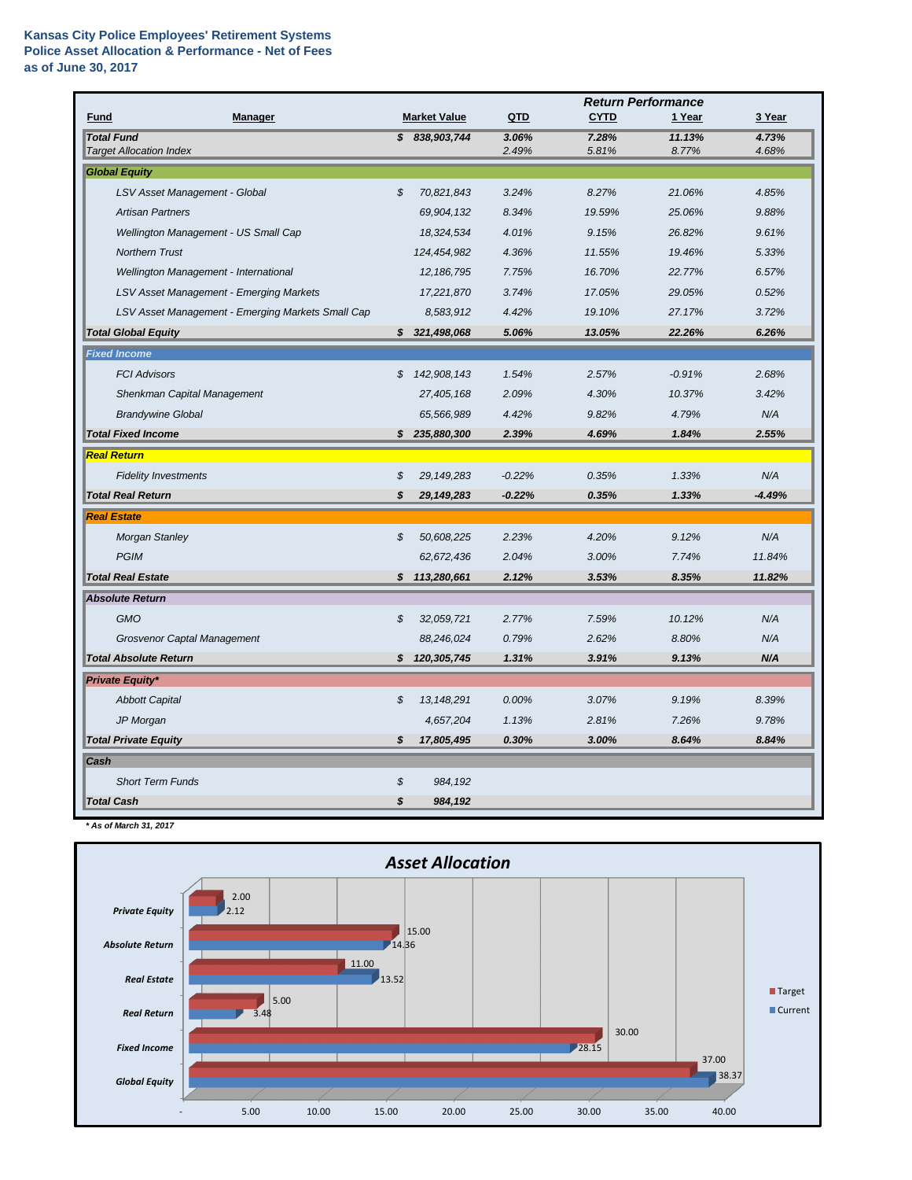**Kansas City Police Employees' Retirement Systems**
**Police Asset Allocation & Performance - Net of Fees**
**as of June 30, 2017**

| Fund | Manager | Market Value | QTD | CYTD | 1 Year | 3 Year |
|---|---|---|---|---|---|---|
| | | | *Return Performance* | | | |
| ***Total Fund*** | | ***$ 838,903,744*** | ***3.06%*** | ***7.28%*** | ***11.13%*** | ***4.73%*** |
| *Target Allocation Index* | | | *2.49%* | *5.81%* | *8.77%* | *4.68%* |
| ***Global Equity*** | | | | | | |
| | *LSV Asset Management - Global* | *$ 70,821,843* | *3.24%* | *8.27%* | *21.06%* | *4.85%* |
| | *Artisan Partners* | *69,904,132* | *8.34%* | *19.59%* | *25.06%* | *9.88%* |
| | *Wellington Management - US Small Cap* | *18,324,534* | *4.01%* | *9.15%* | *26.82%* | *9.61%* |
| | *Northern Trust* | *124,454,982* | *4.36%* | *11.55%* | *19.46%* | *5.33%* |
| | *Wellington Management - International* | *12,186,795* | *7.75%* | *16.70%* | *22.77%* | *6.57%* |
| | *LSV Asset Management - Emerging Markets* | *17,221,870* | *3.74%* | *17.05%* | *29.05%* | *0.52%* |
| | *LSV Asset Management - Emerging Markets Small Cap* | *8,583,912* | *4.42%* | *19.10%* | *27.17%* | *3.72%* |
| ***Total Global Equity*** | | ***$ 321,498,068*** | ***5.06%*** | ***13.05%*** | ***22.26%*** | ***6.26%*** |
| ***Fixed Income*** | | | | | | |
| | *FCI Advisors* | *$ 142,908,143* | *1.54%* | *2.57%* | *-0.91%* | *2.68%* |
| | *Shenkman Capital Management* | *27,405,168* | *2.09%* | *4.30%* | *10.37%* | *3.42%* |
| | *Brandywine Global* | *65,566,989* | *4.42%* | *9.82%* | *4.79%* | *N/A* |
| ***Total Fixed Income*** | | ***$ 235,880,300*** | ***2.39%*** | ***4.69%*** | ***1.84%*** | ***2.55%*** |
| ***Real Return*** | | | | | | |
| | *Fidelity Investments* | *$ 29,149,283* | *-0.22%* | *0.35%* | *1.33%* | *N/A* |
| ***Total Real Return*** | | ***$ 29,149,283*** | ***-0.22%*** | ***0.35%*** | ***1.33%*** | ***-4.49%*** |
| ***Real Estate*** | | | | | | |
| | *Morgan Stanley* | *$ 50,608,225* | *2.23%* | *4.20%* | *9.12%* | *N/A* |
| | *PGIM* | *62,672,436* | *2.04%* | *3.00%* | *7.74%* | *11.84%* |
| ***Total Real Estate*** | | ***$ 113,280,661*** | ***2.12%*** | ***3.53%*** | ***8.35%*** | ***11.82%*** |
| ***Absolute Return*** | | | | | | |
| | *GMO* | *$ 32,059,721* | *2.77%* | *7.59%* | *10.12%* | *N/A* |
| | *Grosvenor Captal Management* | *88,246,024* | *0.79%* | *2.62%* | *8.80%* | *N/A* |
| ***Total Absolute Return*** | | ***$ 120,305,745*** | ***1.31%*** | ***3.91%*** | ***9.13%*** | ***N/A*** |
| ***Private Equity**** | | | | | | |
| | *Abbott Capital* | *$ 13,148,291* | *0.00%* | *3.07%* | *9.19%* | *8.39%* |
| | *JP Morgan* | *4,657,204* | *1.13%* | *2.81%* | *7.26%* | *9.78%* |
| ***Total Private Equity*** | | ***$ 17,805,495*** | ***0.30%*** | ***3.00%*** | ***8.64%*** | ***8.84%*** |
| ***Cash*** | | | | | | |
| | *Short Term Funds* | *$ 984,192* | | | | |
| ***Total Cash*** | | ***$ 984,192*** | | | | |

*** As of March 31, 2017**

## Asset Allocation

| Asset Class | Target | Current |
|---|---|---|
| Private Equity | 2.00 | 2.12 |
| Absolute Return | 15.00 | 14.36 |
| Real Estate | 11.00 | 13.52 |
| Real Return | 5.00 | 3.48 |
| Fixed Income | 30.00 | 28.15 |
| Global Equity | 37.00 | 38.37 |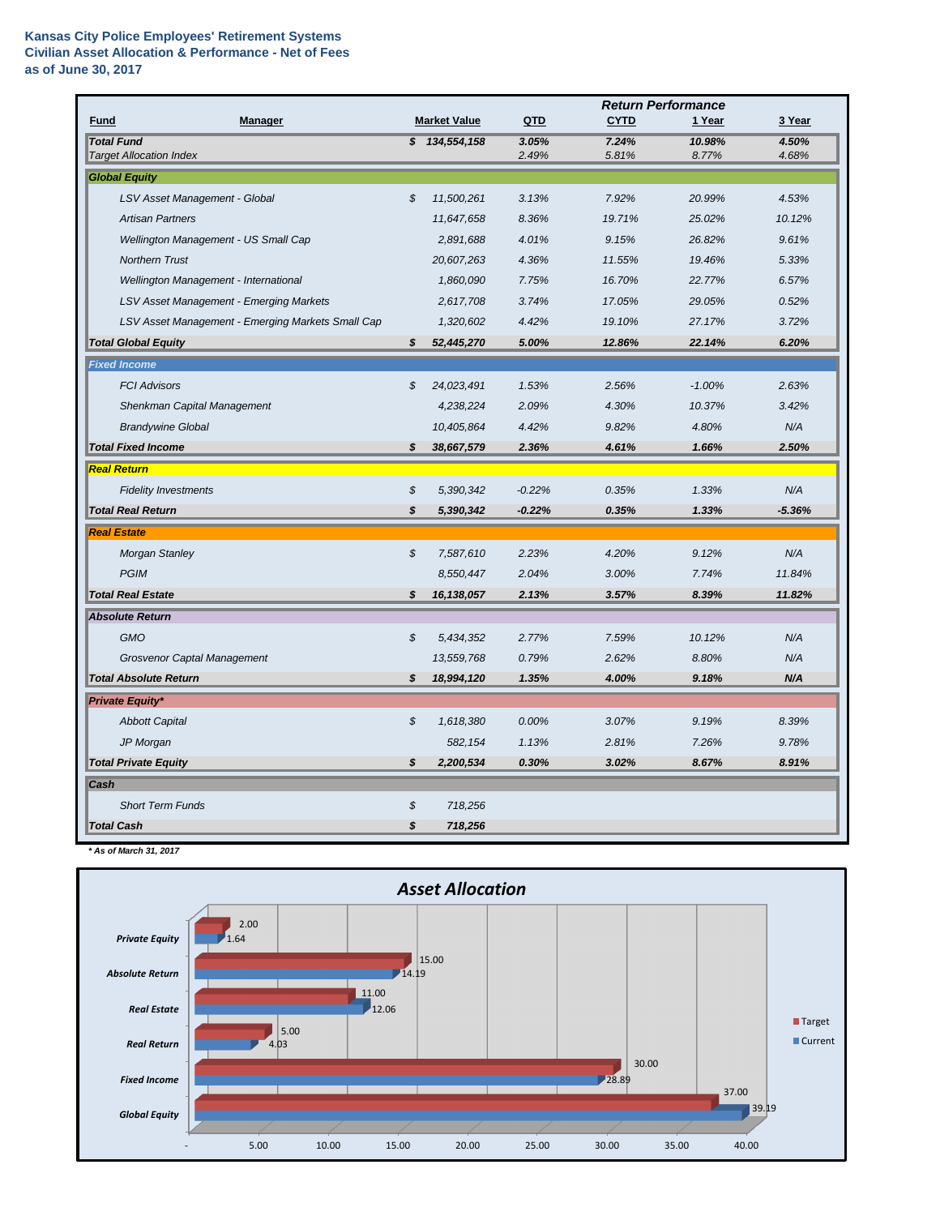**Kansas City Police Employees' Retirement Systems**
**Civilian Asset Allocation & Performance - Net of Fees**
**as of June 30, 2017**

| Fund | Manager | Market Value | QTD | CYTD | 1 Year | 3 Year |
|---|---|---|---|---|---|---|
| | | | *Return Performance* | | | |
| ***Total Fund*** | | ***$ 134,554,158*** | ***3.05%*** | ***7.24%*** | ***10.98%*** | ***4.50%*** |
| *Target Allocation Index* | | | *2.49%* | *5.81%* | *8.77%* | *4.68%* |
| ***Global Equity*** | | | | | | |
| | *LSV Asset Management - Global* | *$ 11,500,261* | *3.13%* | *7.92%* | *20.99%* | *4.53%* |
| | *Artisan Partners* | *11,647,658* | *8.36%* | *19.71%* | *25.02%* | *10.12%* |
| | *Wellington Management - US Small Cap* | *2,891,688* | *4.01%* | *9.15%* | *26.82%* | *9.61%* |
| | *Northern Trust* | *20,607,263* | *4.36%* | *11.55%* | *19.46%* | *5.33%* |
| | *Wellington Management - International* | *1,860,090* | *7.75%* | *16.70%* | *22.77%* | *6.57%* |
| | *LSV Asset Management - Emerging Markets* | *2,617,708* | *3.74%* | *17.05%* | *29.05%* | *0.52%* |
| | *LSV Asset Management - Emerging Markets Small Cap* | *1,320,602* | *4.42%* | *19.10%* | *27.17%* | *3.72%* |
| ***Total Global Equity*** | | ***$ 52,445,270*** | ***5.00%*** | ***12.86%*** | ***22.14%*** | ***6.20%*** |
| ***Fixed Income*** | | | | | | |
| | *FCI Advisors* | *$ 24,023,491* | *1.53%* | *2.56%* | *-1.00%* | *2.63%* |
| | *Shenkman Capital Management* | *4,238,224* | *2.09%* | *4.30%* | *10.37%* | *3.42%* |
| | *Brandywine Global* | *10,405,864* | *4.42%* | *9.82%* | *4.80%* | *N/A* |
| ***Total Fixed Income*** | | ***$ 38,667,579*** | ***2.36%*** | ***4.61%*** | ***1.66%*** | ***2.50%*** |
| ***Real Return*** | | | | | | |
| | *Fidelity Investments* | *$ 5,390,342* | *-0.22%* | *0.35%* | *1.33%* | *N/A* |
| ***Total Real Return*** | | ***$ 5,390,342*** | ***-0.22%*** | ***0.35%*** | ***1.33%*** | ***-5.36%*** |
| ***Real Estate*** | | | | | | |
| | *Morgan Stanley* | *$ 7,587,610* | *2.23%* | *4.20%* | *9.12%* | *N/A* |
| | *PGIM* | *8,550,447* | *2.04%* | *3.00%* | *7.74%* | *11.84%* |
| ***Total Real Estate*** | | ***$ 16,138,057*** | ***2.13%*** | ***3.57%*** | ***8.39%*** | ***11.82%*** |
| ***Absolute Return*** | | | | | | |
| | *GMO* | *$ 5,434,352* | *2.77%* | *7.59%* | *10.12%* | *N/A* |
| | *Grosvenor Captal Management* | *13,559,768* | *0.79%* | *2.62%* | *8.80%* | *N/A* |
| ***Total Absolute Return*** | | ***$ 18,994,120*** | ***1.35%*** | ***4.00%*** | ***9.18%*** | ***N/A*** |
| ***Private Equity**** | | | | | | |
| | *Abbott Capital* | *$ 1,618,380* | *0.00%* | *3.07%* | *9.19%* | *8.39%* |
| | *JP Morgan* | *582,154* | *1.13%* | *2.81%* | *7.26%* | *9.78%* |
| ***Total Private Equity*** | | ***$ 2,200,534*** | ***0.30%*** | ***3.02%*** | ***8.67%*** | ***8.91%*** |
| ***Cash*** | | | | | | |
| | *Short Term Funds* | *$ 718,256* | | | | |
| ***Total Cash*** | | ***$ 718,256*** | | | | |

*** As of March 31, 2017**

**Asset Allocation**

Private Equity
2.00
1.64
Absolute Return
15.00
14.19
Real Estate
11.00
12.06
Real Return
5.00
4.03
Fixed Income
30.00
28.89
Global Equity
37.00
39.19

- 5.00 10.00 15.00 20.00 25.00 30.00 35.00 40.00

Target
Current